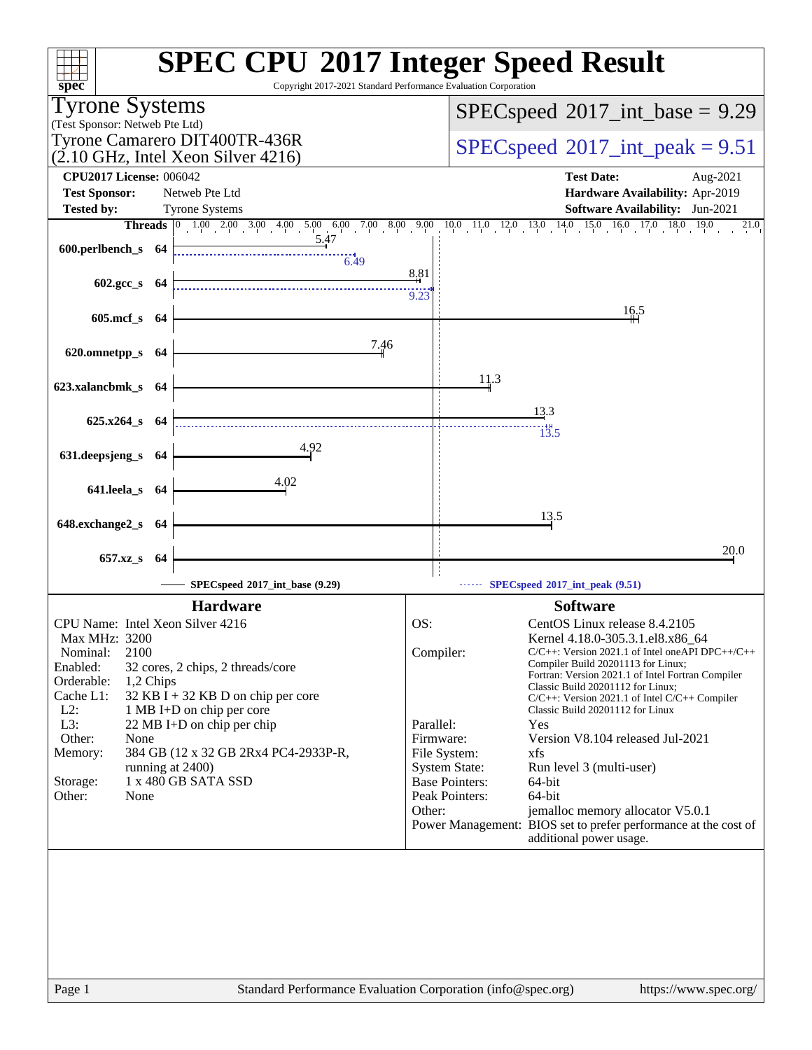# SPEC CPU 2017 Integer Speed Result

Copyright 2017-2021 Standard Performance Evaluation Corporation

**Tyrone Systems**
(Test Sponsor: Netweb Pte Ltd)
Tyrone Camarero DIT400TR-436R
(2.10 GHz, Intel Xeon Silver 4216)

**SPECspeed 2017_int_base = 9.29**
**SPECspeed 2017_int_peak = 9.51**

| | | | |
|---|---|---|---|
| **CPU2017 License:** | 006042 | **Test Date:** | Aug-2021 |
| **Test Sponsor:** | Netweb Pte Ltd | **Hardware Availability:** | Apr-2019 |
| **Tested by:** | Tyrone Systems | **Software Availability:** | Jun-2021 |

| Benchmark | Threads | Base | Peak |
|---|---|---|---|
| 600.perlbench_s | 64 | 5.47 | 6.49 |
| 602.gcc_s | 64 | 8.81 | 9.23 |
| 605.mcf_s | 64 | 16.5 | |
| 620.omnetpp_s | 64 | 7.46 | |
| 623.xalancbmk_s | 64 | 11.3 | |
| 625.x264_s | 64 | 13.3 | 13.5 |
| 631.deepsjeng_s | 64 | 4.92 | |
| 641.leela_s | 64 | 4.02 | |
| 648.exchange2_s | 64 | 13.5 | |
| 657.xz_s | 64 | 20.0 | |

SPECspeed 2017_int_base (9.29) — SPECspeed 2017_int_peak (9.51)

## Hardware

| | |
|---|---|
| CPU Name: | Intel Xeon Silver 4216 |
| Max MHz: | 3200 |
| Nominal: | 2100 |
| Enabled: | 32 cores, 2 chips, 2 threads/core |
| Orderable: | 1,2 Chips |
| Cache L1: | 32 KB I + 32 KB D on chip per core |
| L2: | 1 MB I+D on chip per core |
| L3: | 22 MB I+D on chip per chip |
| Other: | None |
| Memory: | 384 GB (12 x 32 GB 2Rx4 PC4-2933P-R, running at 2400) |
| Storage: | 1 x 480 GB SATA SSD |
| Other: | None |

## Software

| | |
|---|---|
| OS: | CentOS Linux release 8.4.2105 Kernel 4.18.0-305.3.1.el8.x86_64 |
| Compiler: | C/C++: Version 2021.1 of Intel oneAPI DPC++/C++ Compiler Build 20201113 for Linux; Fortran: Version 2021.1 of Intel Fortran Compiler Classic Build 20201112 for Linux; C/C++: Version 2021.1 of Intel C/C++ Compiler Classic Build 20201112 for Linux |
| Parallel: | Yes |
| Firmware: | Version V8.104 released Jul-2021 |
| File System: | xfs |
| System State: | Run level 3 (multi-user) |
| Base Pointers: | 64-bit |
| Peak Pointers: | 64-bit |
| Other: | jemalloc memory allocator V5.0.1 |
| Power Management: | BIOS set to prefer performance at the cost of additional power usage. |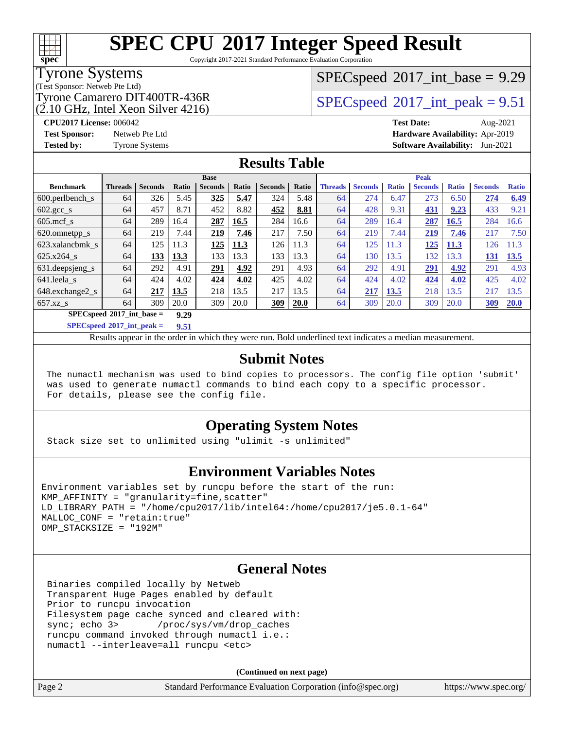# SPEC CPU 2017 Integer Speed Result

Copyright 2017-2021 Standard Performance Evaluation Corporation

**Tyrone Systems**
(Test Sponsor: Netweb Pte Ltd)
Tyrone Camarero DIT400TR-436R
(2.10 GHz, Intel Xeon Silver 4216)

SPECspeed 2017_int_base = 9.29
SPECspeed 2017_int_peak = 9.51

**CPU2017 License:** 006042
**Test Sponsor:** Netweb Pte Ltd
**Tested by:** Tyrone Systems
**Test Date:** Aug-2021
**Hardware Availability:** Apr-2019
**Software Availability:** Jun-2021

## Results Table

| Benchmark | Base | | | | | | | Peak | | | | | | |
|---|---|---|---|---|---|---|---|---|---|---|---|---|---|---|
| | Threads | Seconds | Ratio | Seconds | Ratio | Seconds | Ratio | Threads | Seconds | Ratio | Seconds | Ratio | Seconds | Ratio |
| 600.perlbench_s | 64 | 326 | 5.45 | **325** | **5.47** | 324 | 5.48 | 64 | 274 | 6.47 | 273 | 6.50 | **274** | **6.49** |
| 602.gcc_s | 64 | 457 | 8.71 | 452 | 8.82 | **452** | **8.81** | 64 | 428 | 9.31 | **431** | **9.23** | 433 | 9.21 |
| 605.mcf_s | 64 | 289 | 16.4 | **287** | **16.5** | 284 | 16.6 | 64 | 289 | 16.4 | **287** | **16.5** | 284 | 16.6 |
| 620.omnetpp_s | 64 | 219 | 7.44 | **219** | **7.46** | 217 | 7.50 | 64 | 219 | 7.44 | **219** | **7.46** | 217 | 7.50 |
| 623.xalancbmk_s | 64 | 125 | 11.3 | **125** | **11.3** | 126 | 11.3 | 64 | 125 | 11.3 | **125** | **11.3** | 126 | 11.3 |
| 625.x264_s | 64 | **133** | **13.3** | 133 | 13.3 | 133 | 13.3 | 64 | 130 | 13.5 | 132 | 13.3 | **131** | **13.5** |
| 631.deepsjeng_s | 64 | 292 | 4.91 | **291** | **4.92** | 291 | 4.93 | 64 | 292 | 4.91 | **291** | **4.92** | 291 | 4.93 |
| 641.leela_s | 64 | 424 | 4.02 | **424** | **4.02** | 425 | 4.02 | 64 | 424 | 4.02 | **424** | **4.02** | 425 | 4.02 |
| 648.exchange2_s | 64 | **217** | **13.5** | 218 | 13.5 | 217 | 13.5 | 64 | **217** | **13.5** | 218 | 13.5 | 217 | 13.5 |
| 657.xz_s | 64 | 309 | 20.0 | 309 | 20.0 | **309** | **20.0** | 64 | 309 | 20.0 | 309 | 20.0 | **309** | **20.0** |

**SPECspeed 2017_int_base = 9.29**

**SPECspeed 2017_int_peak = 9.51**

Results appear in the order in which they were run. Bold underlined text indicates a median measurement.

## Submit Notes

```
The numactl mechanism was used to bind copies to processors. The config file option 'submit'
was used to generate numactl commands to bind each copy to a specific processor.
For details, please see the config file.
```

## Operating System Notes

```
Stack size set to unlimited using "ulimit -s unlimited"
```

## Environment Variables Notes

```
Environment variables set by runcpu before the start of the run:
KMP_AFFINITY = "granularity=fine,scatter"
LD_LIBRARY_PATH = "/home/cpu2017/lib/intel64:/home/cpu2017/je5.0.1-64"
MALLOC_CONF = "retain:true"
OMP_STACKSIZE = "192M"
```

## General Notes

```
Binaries compiled locally by Netweb
Transparent Huge Pages enabled by default
Prior to runcpu invocation
Filesystem page cache synced and cleared with:
sync; echo 3>       /proc/sys/vm/drop_caches
runcpu command invoked through numactl i.e.:
numactl --interleave=all runcpu <etc>
```

**(Continued on next page)**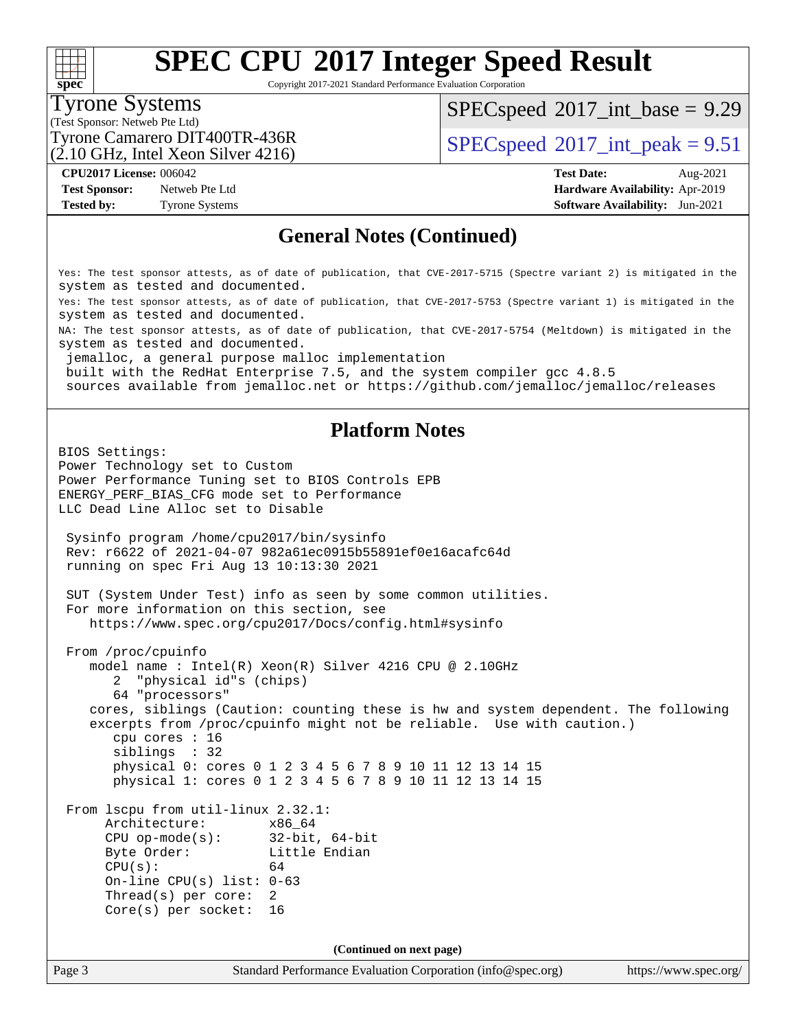# SPEC CPU 2017 Integer Speed Result

Copyright 2017-2021 Standard Performance Evaluation Corporation

**Tyrone Systems**
(Test Sponsor: Netweb Pte Ltd)
Tyrone Camarero DIT400TR-436R
(2.10 GHz, Intel Xeon Silver 4216)

SPECspeed 2017_int_base = 9.29
SPECspeed 2017_int_peak = 9.51

**CPU2017 License:** 006042
**Test Sponsor:** Netweb Pte Ltd
**Tested by:** Tyrone Systems
**Test Date:** Aug-2021
**Hardware Availability:** Apr-2019
**Software Availability:** Jun-2021

## General Notes (Continued)

```
Yes: The test sponsor attests, as of date of publication, that CVE-2017-5715 (Spectre variant 2) is mitigated in the
system as tested and documented.
Yes: The test sponsor attests, as of date of publication, that CVE-2017-5753 (Spectre variant 1) is mitigated in the
system as tested and documented.
NA: The test sponsor attests, as of date of publication, that CVE-2017-5754 (Meltdown) is mitigated in the
system as tested and documented.
 jemalloc, a general purpose malloc implementation
 built with the RedHat Enterprise 7.5, and the system compiler gcc 4.8.5
 sources available from jemalloc.net or https://github.com/jemalloc/jemalloc/releases
```

## Platform Notes

```
BIOS Settings:
Power Technology set to Custom
Power Performance Tuning set to BIOS Controls EPB
ENERGY_PERF_BIAS_CFG mode set to Performance
LLC Dead Line Alloc set to Disable

 Sysinfo program /home/cpu2017/bin/sysinfo
 Rev: r6622 of 2021-04-07 982a61ec0915b55891ef0e16acafc64d
 running on spec Fri Aug 13 10:13:30 2021

 SUT (System Under Test) info as seen by some common utilities.
 For more information on this section, see
    https://www.spec.org/cpu2017/Docs/config.html#sysinfo

 From /proc/cpuinfo
    model name : Intel(R) Xeon(R) Silver 4216 CPU @ 2.10GHz
       2  "physical id"s (chips)
       64 "processors"
    cores, siblings (Caution: counting these is hw and system dependent. The following
    excerpts from /proc/cpuinfo might not be reliable.  Use with caution.)
       cpu cores : 16
       siblings  : 32
       physical 0: cores 0 1 2 3 4 5 6 7 8 9 10 11 12 13 14 15
       physical 1: cores 0 1 2 3 4 5 6 7 8 9 10 11 12 13 14 15

 From lscpu from util-linux 2.32.1:
      Architecture:        x86_64
      CPU op-mode(s):      32-bit, 64-bit
      Byte Order:          Little Endian
      CPU(s):              64
      On-line CPU(s) list: 0-63
      Thread(s) per core:  2
      Core(s) per socket:  16
```

**(Continued on next page)**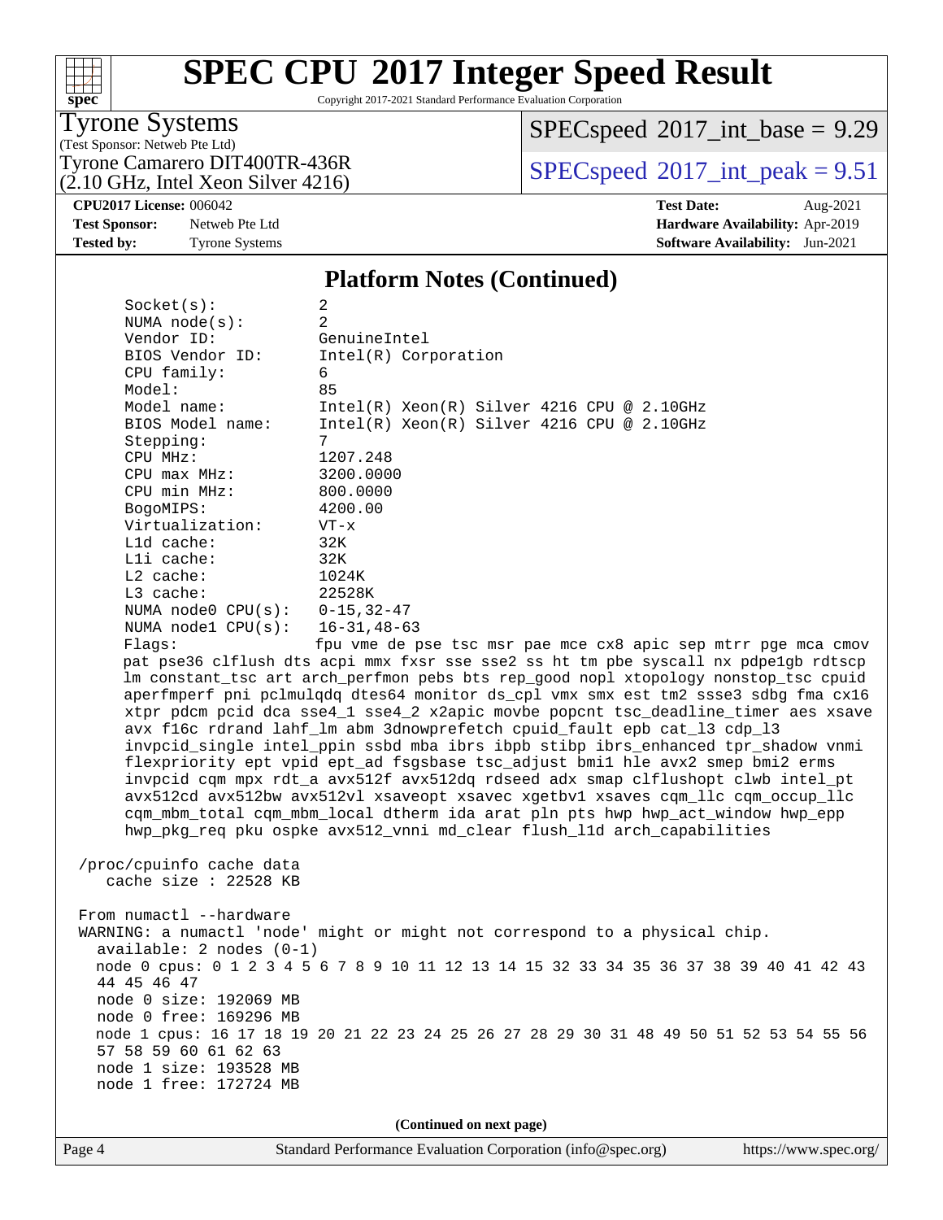# SPEC CPU 2017 Integer Speed Result

Copyright 2017-2021 Standard Performance Evaluation Corporation

**Tyrone Systems**
(Test Sponsor: Netweb Pte Ltd)
Tyrone Camarero DIT400TR-436R
(2.10 GHz, Intel Xeon Silver 4216)

SPECspeed 2017_int_base = 9.29
SPECspeed 2017_int_peak = 9.51

**CPU2017 License:** 006042
**Test Sponsor:** Netweb Pte Ltd
**Tested by:** Tyrone Systems

**Test Date:** Aug-2021
**Hardware Availability:** Apr-2019
**Software Availability:** Jun-2021

## Platform Notes (Continued)

```
     Socket(s):             2
     NUMA node(s):          2
     Vendor ID:             GenuineIntel
     BIOS Vendor ID:        Intel(R) Corporation
     CPU family:            6
     Model:                 85
     Model name:            Intel(R) Xeon(R) Silver 4216 CPU @ 2.10GHz
     BIOS Model name:       Intel(R) Xeon(R) Silver 4216 CPU @ 2.10GHz
     Stepping:              7
     CPU MHz:               1207.248
     CPU max MHz:           3200.0000
     CPU min MHz:           800.0000
     BogoMIPS:              4200.00
     Virtualization:        VT-x
     L1d cache:             32K
     L1i cache:             32K
     L2 cache:              1024K
     L3 cache:              22528K
     NUMA node0 CPU(s):     0-15,32-47
     NUMA node1 CPU(s):     16-31,48-63
     Flags:                 fpu vme de pse tsc msr pae mce cx8 apic sep mtrr pge mca cmov
     pat pse36 clflush dts acpi mmx fxsr sse sse2 ss ht tm pbe syscall nx pdpe1gb rdtscp
     lm constant_tsc art arch_perfmon pebs bts rep_good nopl xtopology nonstop_tsc cpuid
     aperfmperf pni pclmulqdq dtes64 monitor ds_cpl vmx smx est tm2 ssse3 sdbg fma cx16
     xtpr pdcm pcid dca sse4_1 sse4_2 x2apic movbe popcnt tsc_deadline_timer aes xsave
     avx f16c rdrand lahf_lm abm 3dnowprefetch cpuid_fault epb cat_l3 cdp_l3
     invpcid_single intel_ppin ssbd mba ibrs ibpb stibp ibrs_enhanced tpr_shadow vnmi
     flexpriority ept vpid ept_ad fsgsbase tsc_adjust bmi1 hle avx2 smep bmi2 erms
     invpcid cqm mpx rdt_a avx512f avx512dq rdseed adx smap clflushopt clwb intel_pt
     avx512cd avx512bw avx512vl xsaveopt xsavec xgetbv1 xsaves cqm_llc cqm_occup_llc
     cqm_mbm_total cqm_mbm_local dtherm ida arat pln pts hwp hwp_act_window hwp_epp
     hwp_pkg_req pku ospke avx512_vnni md_clear flush_l1d arch_capabilities

 /proc/cpuinfo cache data
    cache size : 22528 KB

 From numactl --hardware
 WARNING: a numactl 'node' might or might not correspond to a physical chip.
   available: 2 nodes (0-1)
   node 0 cpus: 0 1 2 3 4 5 6 7 8 9 10 11 12 13 14 15 32 33 34 35 36 37 38 39 40 41 42 43
   44 45 46 47
   node 0 size: 192069 MB
   node 0 free: 169296 MB
   node 1 cpus: 16 17 18 19 20 21 22 23 24 25 26 27 28 29 30 31 48 49 50 51 52 53 54 55 56
   57 58 59 60 61 62 63
   node 1 size: 193528 MB
   node 1 free: 172724 MB
```

**(Continued on next page)**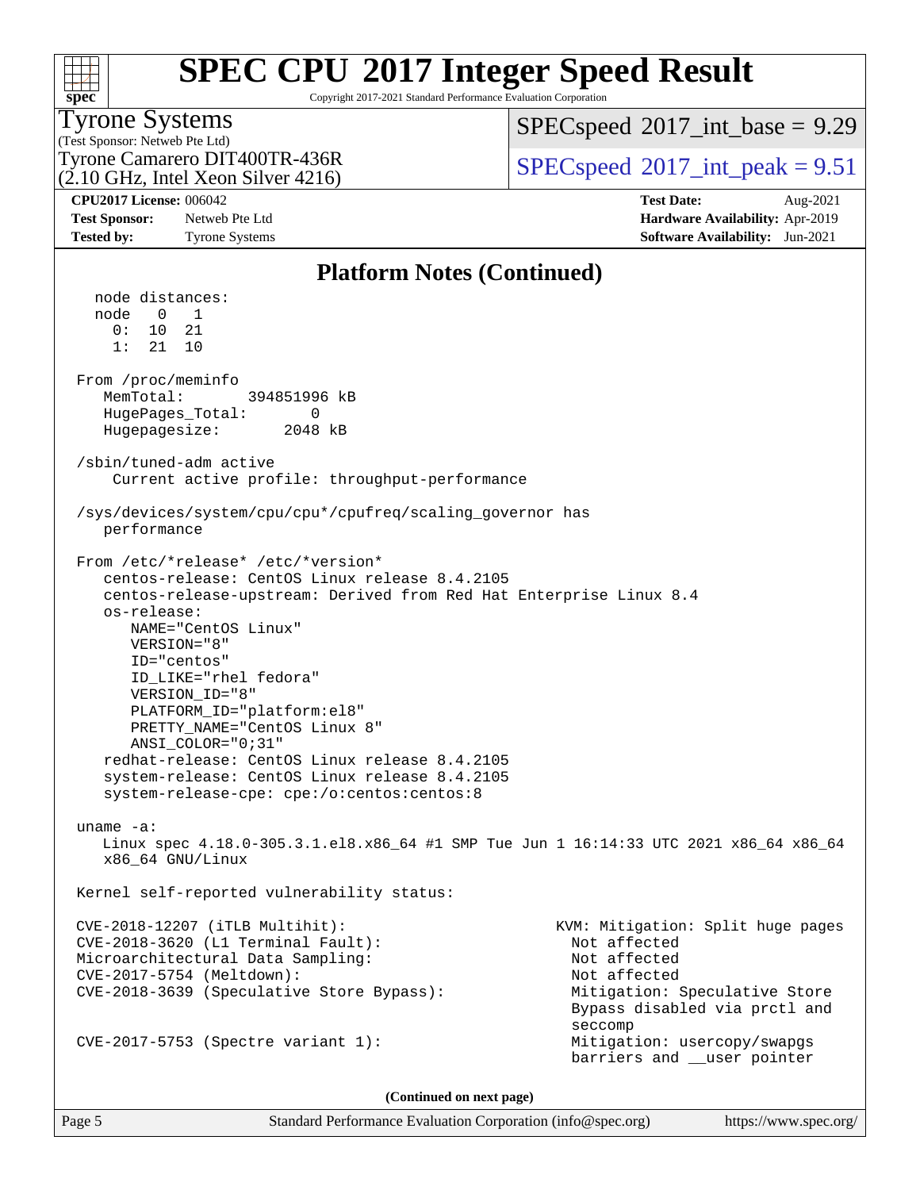# SPEC CPU 2017 Integer Speed Result

Copyright 2017-2021 Standard Performance Evaluation Corporation

**Tyrone Systems**
(Test Sponsor: Netweb Pte Ltd)
Tyrone Camarero DIT400TR-436R
(2.10 GHz, Intel Xeon Silver 4216)

SPECspeed 2017_int_base = 9.29
SPECspeed 2017_int_peak = 9.51

**CPU2017 License:** 006042
**Test Sponsor:** Netweb Pte Ltd
**Tested by:** Tyrone Systems

**Test Date:** Aug-2021
**Hardware Availability:** Apr-2019
**Software Availability:** Jun-2021

## Platform Notes (Continued)

```
   node distances:
   node   0   1
     0:  10  21
     1:  21  10

 From /proc/meminfo
    MemTotal:       394851996 kB
    HugePages_Total:       0
    Hugepagesize:       2048 kB

 /sbin/tuned-adm active
      Current active profile: throughput-performance

 /sys/devices/system/cpu/cpu*/cpufreq/scaling_governor has
    performance

 From /etc/*release* /etc/*version*
    centos-release: CentOS Linux release 8.4.2105
    centos-release-upstream: Derived from Red Hat Enterprise Linux 8.4
    os-release:
       NAME="CentOS Linux"
       VERSION="8"
       ID="centos"
       ID_LIKE="rhel fedora"
       VERSION_ID="8"
       PLATFORM_ID="platform:el8"
       PRETTY_NAME="CentOS Linux 8"
       ANSI_COLOR="0;31"
    redhat-release: CentOS Linux release 8.4.2105
    system-release: CentOS Linux release 8.4.2105
    system-release-cpe: cpe:/o:centos:centos:8

 uname -a:
    Linux spec 4.18.0-305.3.1.el8.x86_64 #1 SMP Tue Jun 1 16:14:33 UTC 2021 x86_64 x86_64
    x86_64 GNU/Linux

 Kernel self-reported vulnerability status:

 CVE-2018-12207 (iTLB Multihit):                          KVM: Mitigation: Split huge pages
 CVE-2018-3620 (L1 Terminal Fault):                         Not affected
 Microarchitectural Data Sampling:                          Not affected
 CVE-2017-5754 (Meltdown):                                  Not affected
 CVE-2018-3639 (Speculative Store Bypass):                  Mitigation: Speculative Store
                                                            Bypass disabled via prctl and
                                                            seccomp
 CVE-2017-5753 (Spectre variant 1):                         Mitigation: usercopy/swapgs
                                                            barriers and __user pointer
```

**(Continued on next page)**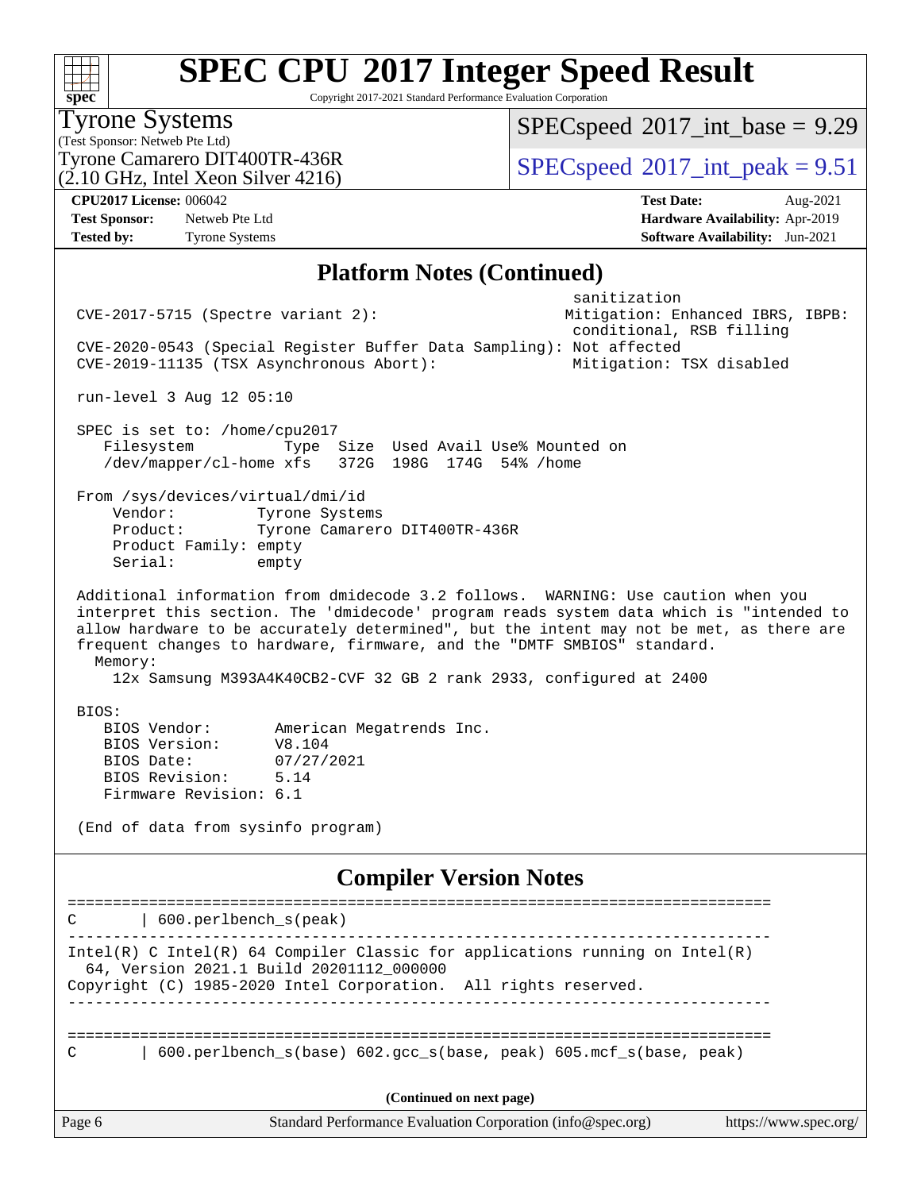# SPEC CPU 2017 Integer Speed Result

Copyright 2017-2021 Standard Performance Evaluation Corporation

Tyrone Systems
(Test Sponsor: Netweb Pte Ltd)
Tyrone Camarero DIT400TR-436R
(2.10 GHz, Intel Xeon Silver 4216)

SPECspeed 2017_int_base = 9.29
SPECspeed 2017_int_peak = 9.51

**CPU2017 License:** 006042
**Test Sponsor:** Netweb Pte Ltd
**Tested by:** Tyrone Systems

**Test Date:** Aug-2021
**Hardware Availability:** Apr-2019
**Software Availability:** Jun-2021

## Platform Notes (Continued)

```
                                                             sanitization
 CVE-2017-5715 (Spectre variant 2):                          Mitigation: Enhanced IBRS, IBPB:
                                                             conditional, RSB filling
 CVE-2020-0543 (Special Register Buffer Data Sampling): Not affected
 CVE-2019-11135 (TSX Asynchronous Abort):                    Mitigation: TSX disabled

 run-level 3 Aug 12 05:10

 SPEC is set to: /home/cpu2017
    Filesystem          Type  Size  Used Avail Use% Mounted on
    /dev/mapper/cl-home xfs   372G  198G  174G  54% /home

 From /sys/devices/virtual/dmi/id
     Vendor:         Tyrone Systems
     Product:        Tyrone Camarero DIT400TR-436R
     Product Family: empty
     Serial:         empty

 Additional information from dmidecode 3.2 follows.  WARNING: Use caution when you
 interpret this section. The 'dmidecode' program reads system data which is "intended to
 allow hardware to be accurately determined", but the intent may not be met, as there are
 frequent changes to hardware, firmware, and the "DMTF SMBIOS" standard.
   Memory:
     12x Samsung M393A4K40CB2-CVF 32 GB 2 rank 2933, configured at 2400

 BIOS:
    BIOS Vendor:       American Megatrends Inc.
    BIOS Version:      V8.104
    BIOS Date:         07/27/2021
    BIOS Revision:     5.14
    Firmware Revision: 6.1

 (End of data from sysinfo program)
```

## Compiler Version Notes

```
==============================================================================
C       | 600.perlbench_s(peak)
------------------------------------------------------------------------------
Intel(R) C Intel(R) 64 Compiler Classic for applications running on Intel(R)
  64, Version 2021.1 Build 20201112_000000
Copyright (C) 1985-2020 Intel Corporation.  All rights reserved.
------------------------------------------------------------------------------

==============================================================================
C       | 600.perlbench_s(base) 602.gcc_s(base, peak) 605.mcf_s(base, peak)
```

(Continued on next page)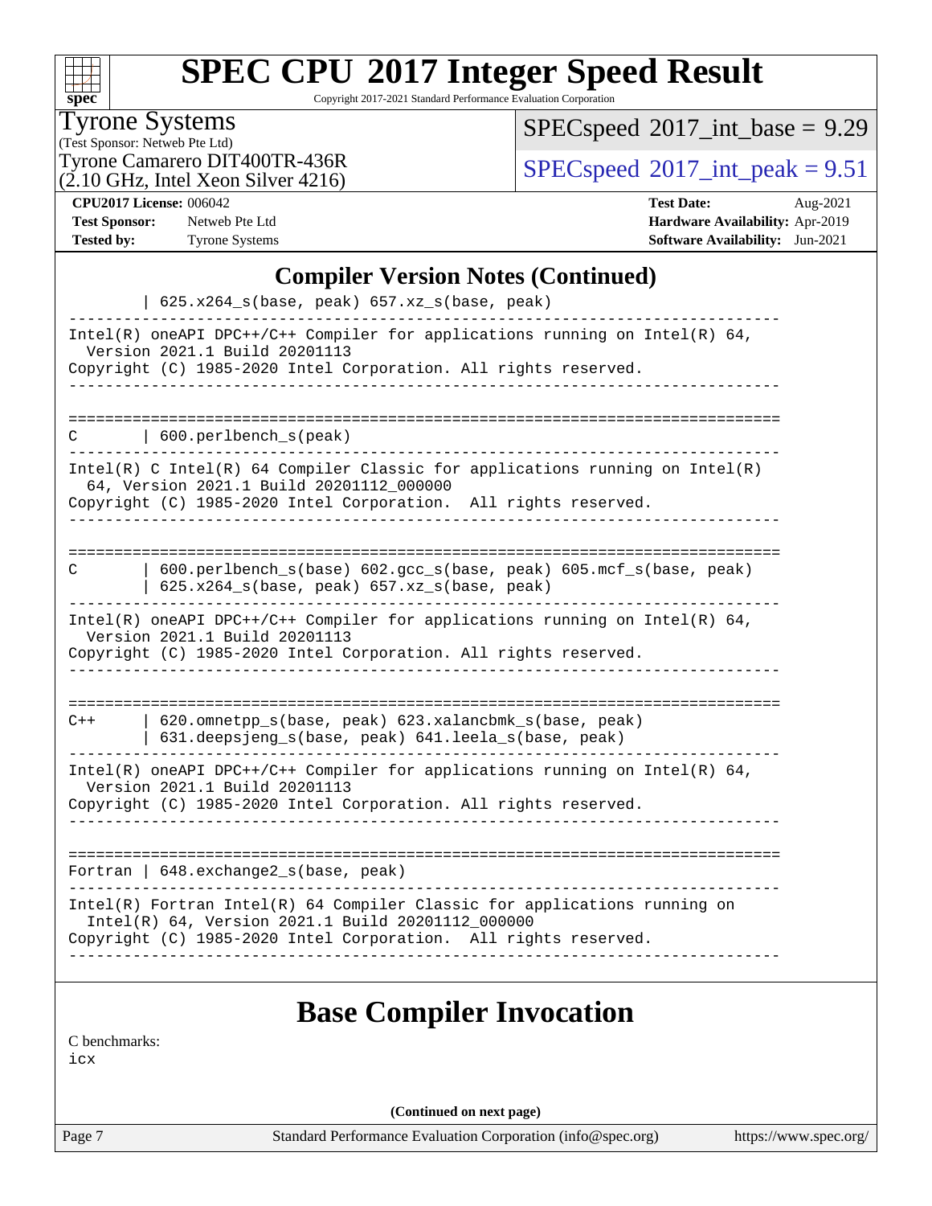# SPEC CPU 2017 Integer Speed Result

Copyright 2017-2021 Standard Performance Evaluation Corporation

**Tyrone Systems**
(Test Sponsor: Netweb Pte Ltd)
Tyrone Camarero DIT400TR-436R
(2.10 GHz, Intel Xeon Silver 4216)

SPECspeed 2017_int_base = 9.29
SPECspeed 2017_int_peak = 9.51

**CPU2017 License:** 006042
**Test Sponsor:** Netweb Pte Ltd
**Tested by:** Tyrone Systems

**Test Date:** Aug-2021
**Hardware Availability:** Apr-2019
**Software Availability:** Jun-2021

## Compiler Version Notes (Continued)

```
         | 625.x264_s(base, peak) 657.xz_s(base, peak)
------------------------------------------------------------------------------
Intel(R) oneAPI DPC++/C++ Compiler for applications running on Intel(R) 64,
  Version 2021.1 Build 20201113
Copyright (C) 1985-2020 Intel Corporation. All rights reserved.
------------------------------------------------------------------------------

==============================================================================
C        | 600.perlbench_s(peak)
------------------------------------------------------------------------------
Intel(R) C Intel(R) 64 Compiler Classic for applications running on Intel(R)
  64, Version 2021.1 Build 20201112_000000
Copyright (C) 1985-2020 Intel Corporation.  All rights reserved.
------------------------------------------------------------------------------

==============================================================================
C        | 600.perlbench_s(base) 602.gcc_s(base, peak) 605.mcf_s(base, peak)
         | 625.x264_s(base, peak) 657.xz_s(base, peak)
------------------------------------------------------------------------------
Intel(R) oneAPI DPC++/C++ Compiler for applications running on Intel(R) 64,
  Version 2021.1 Build 20201113
Copyright (C) 1985-2020 Intel Corporation. All rights reserved.
------------------------------------------------------------------------------

==============================================================================
C++      | 620.omnetpp_s(base, peak) 623.xalancbmk_s(base, peak)
         | 631.deepsjeng_s(base, peak) 641.leela_s(base, peak)
------------------------------------------------------------------------------
Intel(R) oneAPI DPC++/C++ Compiler for applications running on Intel(R) 64,
  Version 2021.1 Build 20201113
Copyright (C) 1985-2020 Intel Corporation. All rights reserved.
------------------------------------------------------------------------------

==============================================================================
Fortran | 648.exchange2_s(base, peak)
------------------------------------------------------------------------------
Intel(R) Fortran Intel(R) 64 Compiler Classic for applications running on
  Intel(R) 64, Version 2021.1 Build 20201112_000000
Copyright (C) 1985-2020 Intel Corporation.  All rights reserved.
------------------------------------------------------------------------------
```

## Base Compiler Invocation

C benchmarks:
icx

**(Continued on next page)**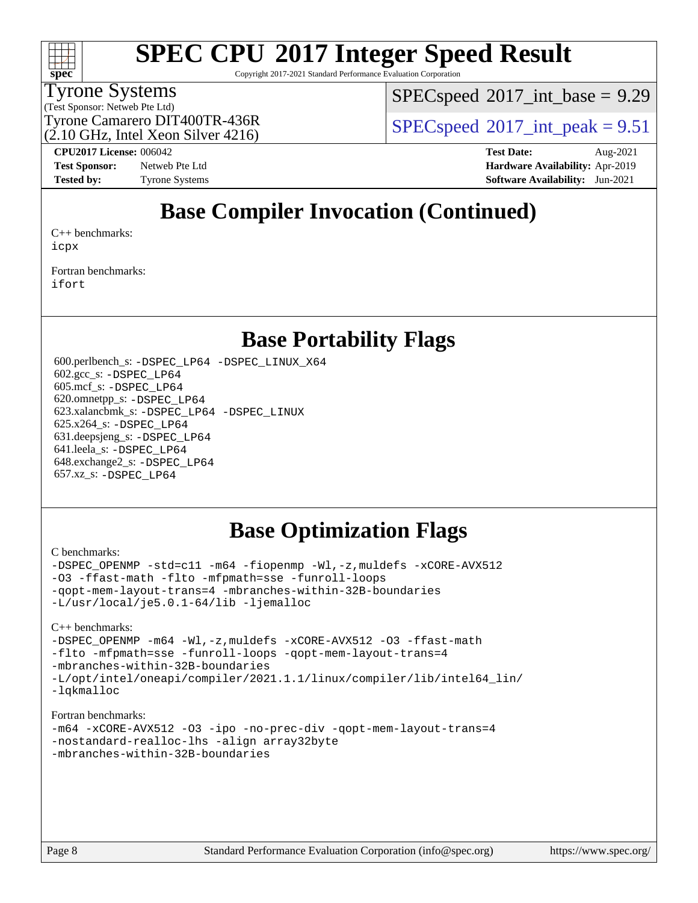# Base Compiler Invocation (Continued)

C++ benchmarks:
`icpx`

Fortran benchmarks:
`ifort`

## Base Portability Flags

600.perlbench_s: `-DSPEC_LP64 -DSPEC_LINUX_X64`
602.gcc_s: `-DSPEC_LP64`
605.mcf_s: `-DSPEC_LP64`
620.omnetpp_s: `-DSPEC_LP64`
623.xalancbmk_s: `-DSPEC_LP64 -DSPEC_LINUX`
625.x264_s: `-DSPEC_LP64`
631.deepsjeng_s: `-DSPEC_LP64`
641.leela_s: `-DSPEC_LP64`
648.exchange2_s: `-DSPEC_LP64`
657.xz_s: `-DSPEC_LP64`

## Base Optimization Flags

C benchmarks:

```
-DSPEC_OPENMP -std=c11 -m64 -fiopenmp -Wl,-z,muldefs -xCORE-AVX512
-O3 -ffast-math -flto -mfpmath=sse -funroll-loops
-qopt-mem-layout-trans=4 -mbranches-within-32B-boundaries
-L/usr/local/je5.0.1-64/lib -ljemalloc
```

C++ benchmarks:

```
-DSPEC_OPENMP -m64 -Wl,-z,muldefs -xCORE-AVX512 -O3 -ffast-math
-flto -mfpmath=sse -funroll-loops -qopt-mem-layout-trans=4
-mbranches-within-32B-boundaries
-L/opt/intel/oneapi/compiler/2021.1.1/linux/compiler/lib/intel64_lin/
-lqkmalloc
```

Fortran benchmarks:

```
-m64 -xCORE-AVX512 -O3 -ipo -no-prec-div -qopt-mem-layout-trans=4
-nostandard-realloc-lhs -align array32byte
-mbranches-within-32B-boundaries
```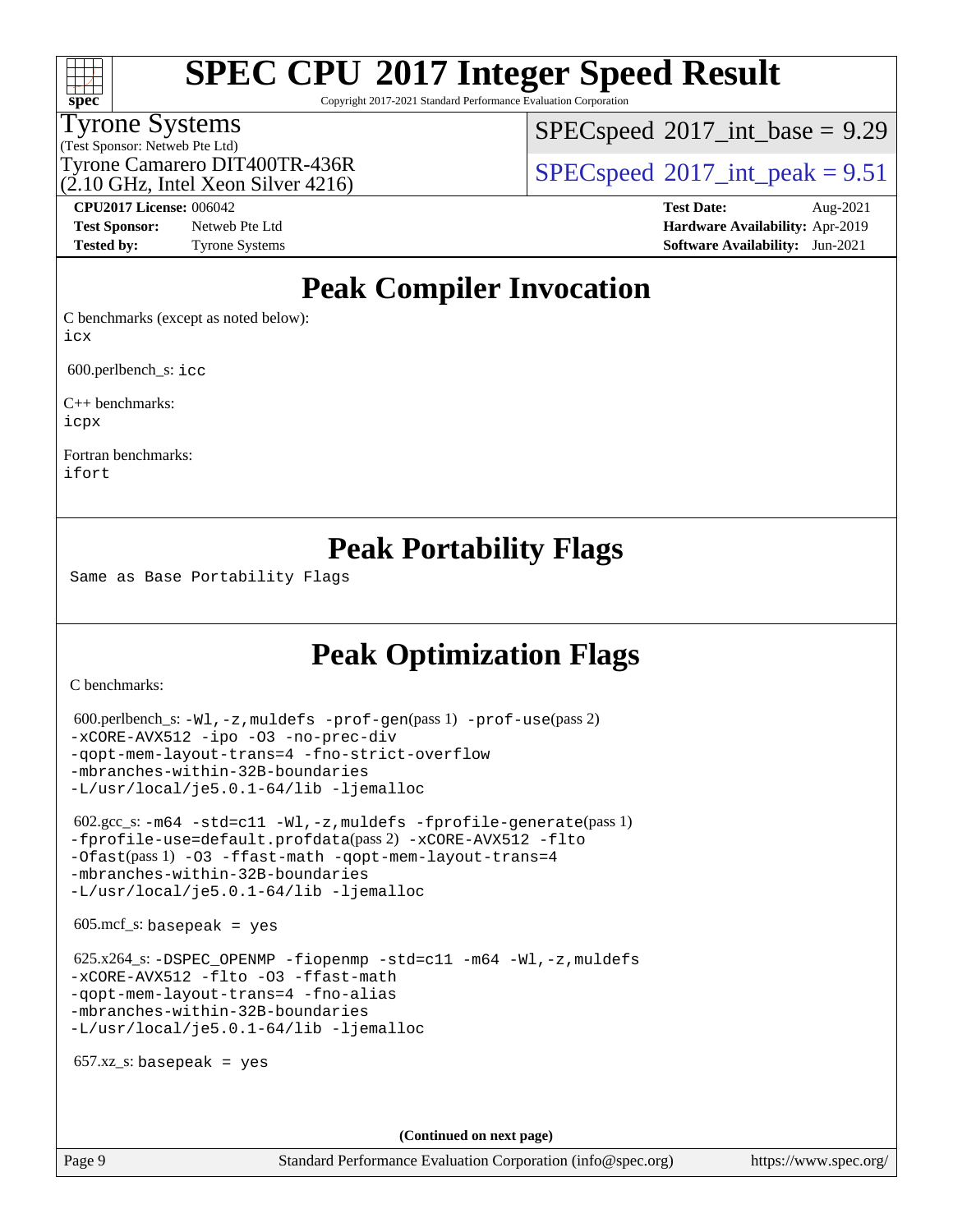# SPEC CPU 2017 Integer Speed Result

Copyright 2017-2021 Standard Performance Evaluation Corporation

Tyrone Systems
(Test Sponsor: Netweb Pte Ltd)
Tyrone Camarero DIT400TR-436R
(2.10 GHz, Intel Xeon Silver 4216)

SPECspeed 2017_int_base = 9.29

SPECspeed 2017_int_peak = 9.51

**CPU2017 License:** 006042
**Test Sponsor:** Netweb Pte Ltd
**Tested by:** Tyrone Systems

**Test Date:** Aug-2021
**Hardware Availability:** Apr-2019
**Software Availability:** Jun-2021

## Peak Compiler Invocation

C benchmarks (except as noted below):
`icx`

600.perlbench_s: `icc`

C++ benchmarks:
`icpx`

Fortran benchmarks:
`ifort`

## Peak Portability Flags

Same as Base Portability Flags

## Peak Optimization Flags

C benchmarks:

600.perlbench_s: `-Wl,-z,muldefs -prof-gen`(pass 1) `-prof-use`(pass 2) `-xCORE-AVX512 -ipo -O3 -no-prec-div -qopt-mem-layout-trans=4 -fno-strict-overflow -mbranches-within-32B-boundaries -L/usr/local/je5.0.1-64/lib -ljemalloc`

602.gcc_s: `-m64 -std=c11 -Wl,-z,muldefs -fprofile-generate`(pass 1) `-fprofile-use=default.profdata`(pass 2) `-xCORE-AVX512 -flto -Ofast`(pass 1) `-O3 -ffast-math -qopt-mem-layout-trans=4 -mbranches-within-32B-boundaries -L/usr/local/je5.0.1-64/lib -ljemalloc`

605.mcf_s: `basepeak = yes`

625.x264_s: `-DSPEC_OPENMP -fiopenmp -std=c11 -m64 -Wl,-z,muldefs -xCORE-AVX512 -flto -O3 -ffast-math -qopt-mem-layout-trans=4 -fno-alias -mbranches-within-32B-boundaries -L/usr/local/je5.0.1-64/lib -ljemalloc`

657.xz_s: `basepeak = yes`

**(Continued on next page)**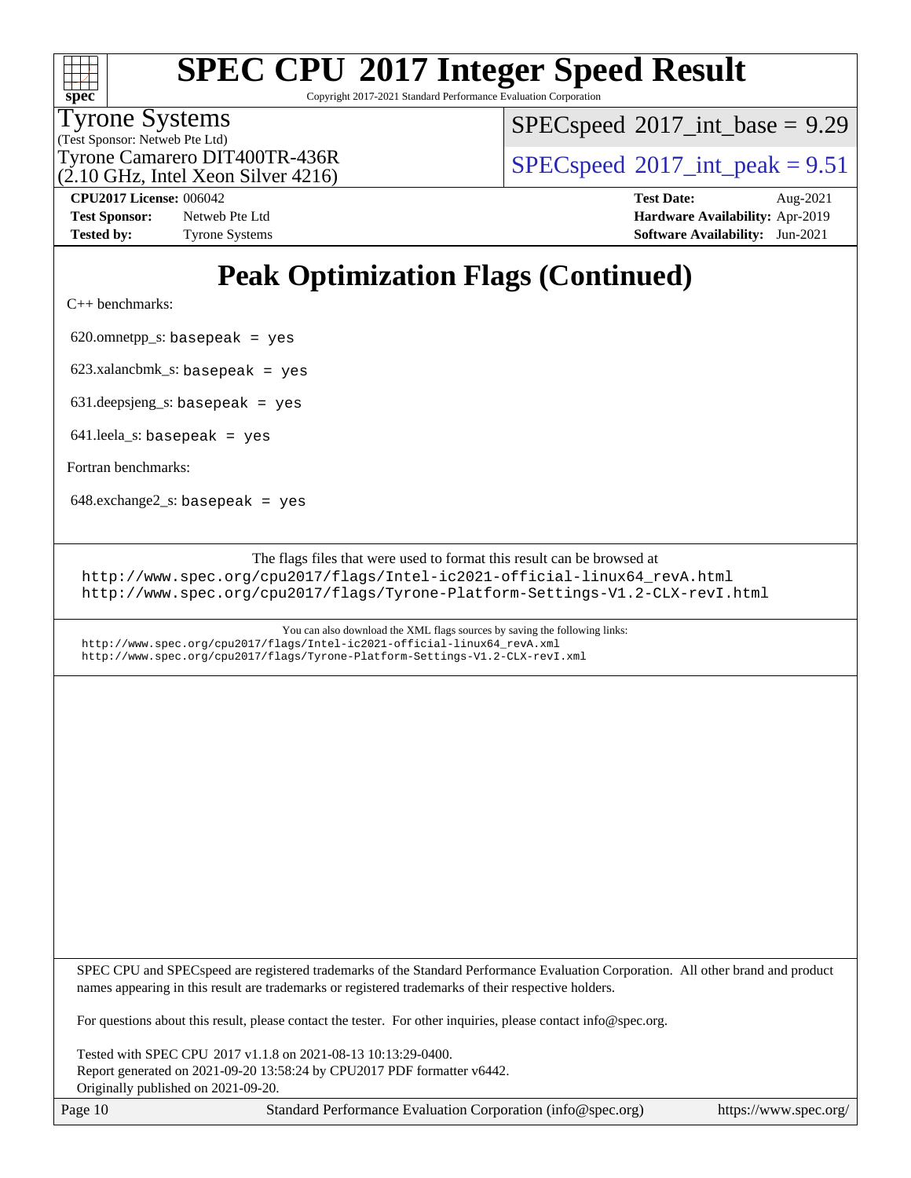# Peak Optimization Flags (Continued)

C++ benchmarks:

620.omnetpp_s: `basepeak = yes`

623.xalancbmk_s: `basepeak = yes`

631.deepsjeng_s: `basepeak = yes`

641.leela_s: `basepeak = yes`

Fortran benchmarks:

648.exchange2_s: `basepeak = yes`

The flags files that were used to format this result can be browsed at
http://www.spec.org/cpu2017/flags/Intel-ic2021-official-linux64_revA.html
http://www.spec.org/cpu2017/flags/Tyrone-Platform-Settings-V1.2-CLX-revI.html

You can also download the XML flags sources by saving the following links:
http://www.spec.org/cpu2017/flags/Intel-ic2021-official-linux64_revA.xml
http://www.spec.org/cpu2017/flags/Tyrone-Platform-Settings-V1.2-CLX-revI.xml

SPEC CPU and SPECspeed are registered trademarks of the Standard Performance Evaluation Corporation. All other brand and product names appearing in this result are trademarks or registered trademarks of their respective holders.

For questions about this result, please contact the tester. For other inquiries, please contact info@spec.org.

Tested with SPEC CPU 2017 v1.1.8 on 2021-08-13 10:13:29-0400.
Report generated on 2021-09-20 13:58:24 by CPU2017 PDF formatter v6442.
Originally published on 2021-09-20.